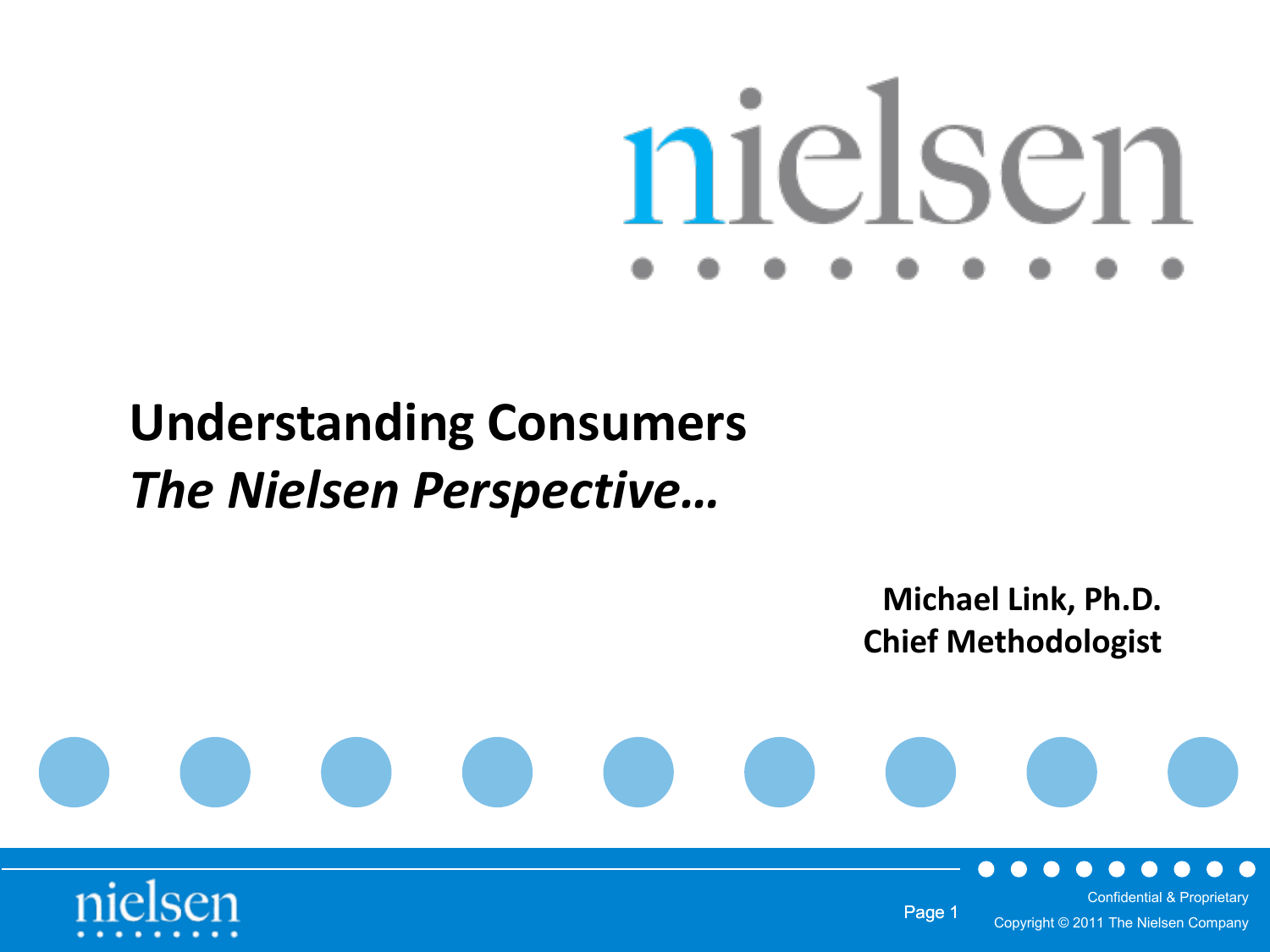# Understanding Consumers

## *The Nielsen Perspective…*

**Michael Link, Ph.D.**
**Chief Methodologist**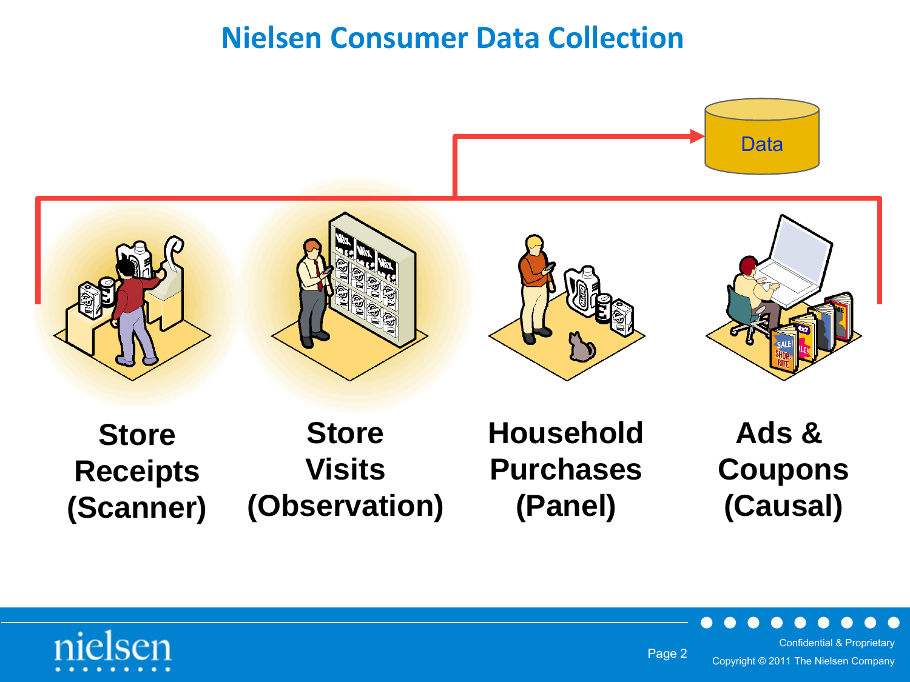# Nielsen Consumer Data Collection

Data

**Store Receipts (Scanner)**

**Store Visits (Observation)**

**Household Purchases (Panel)**

**Ads & Coupons (Causal)**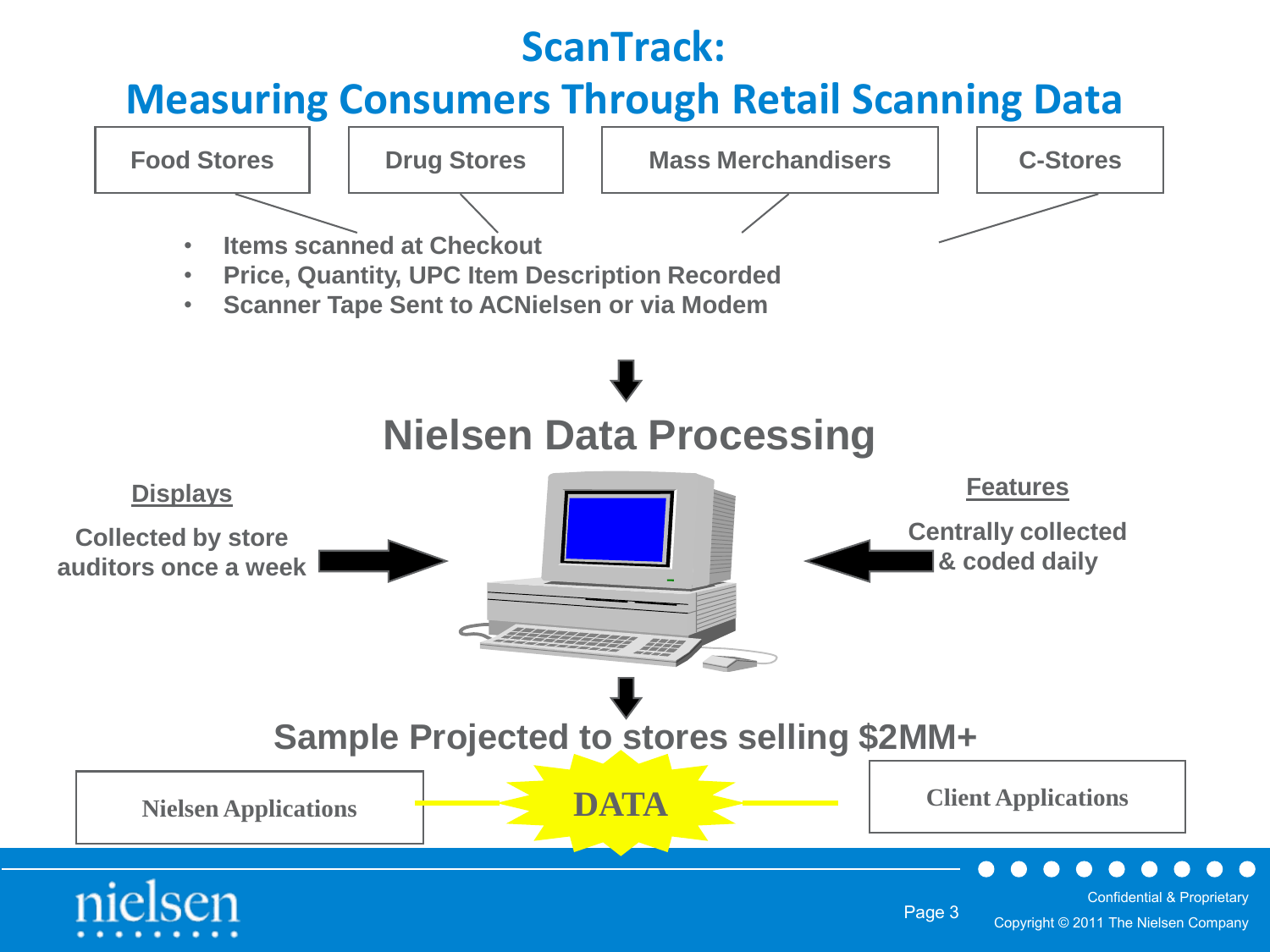# ScanTrack: Measuring Consumers Through Retail Scanning Data

Food Stores | Drug Stores | Mass Merchandisers | C-Stores

- Items scanned at Checkout
- Price, Quantity, UPC Item Description Recorded
- Scanner Tape Sent to ACNielsen or via Modem

## Nielsen Data Processing

**Displays**

Collected by store auditors once a week

**Features**

Centrally collected & coded daily

## Sample Projected to stores selling $2MM+

Nielsen Applications — DATA — Client Applications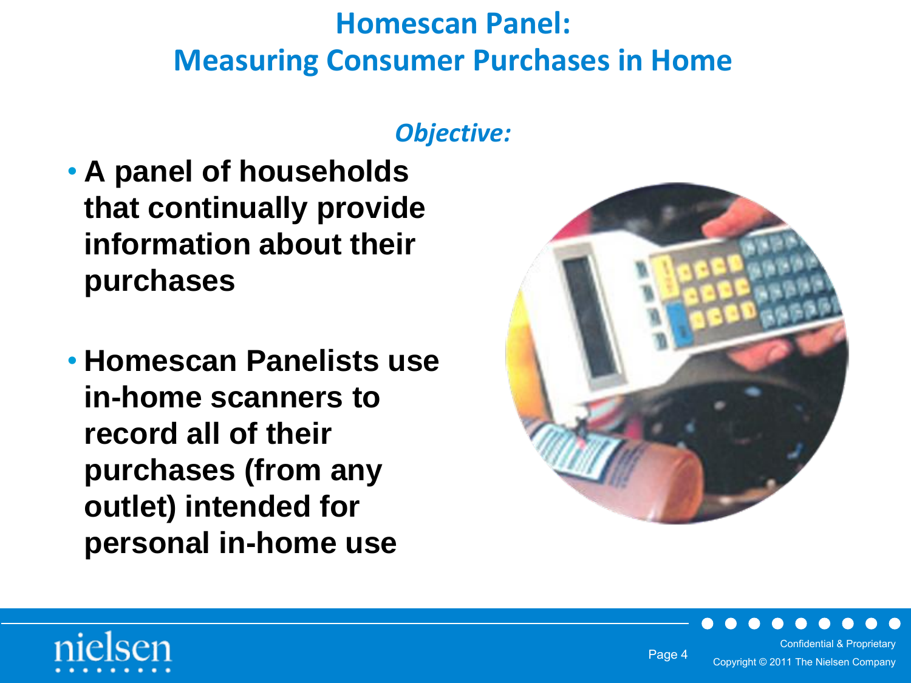# Homescan Panel: Measuring Consumer Purchases in Home

***Objective:***

- **A panel of households that continually provide information about their purchases**
- **Homescan Panelists use in-home scanners to record all of their purchases (from any outlet) intended for personal in-home use**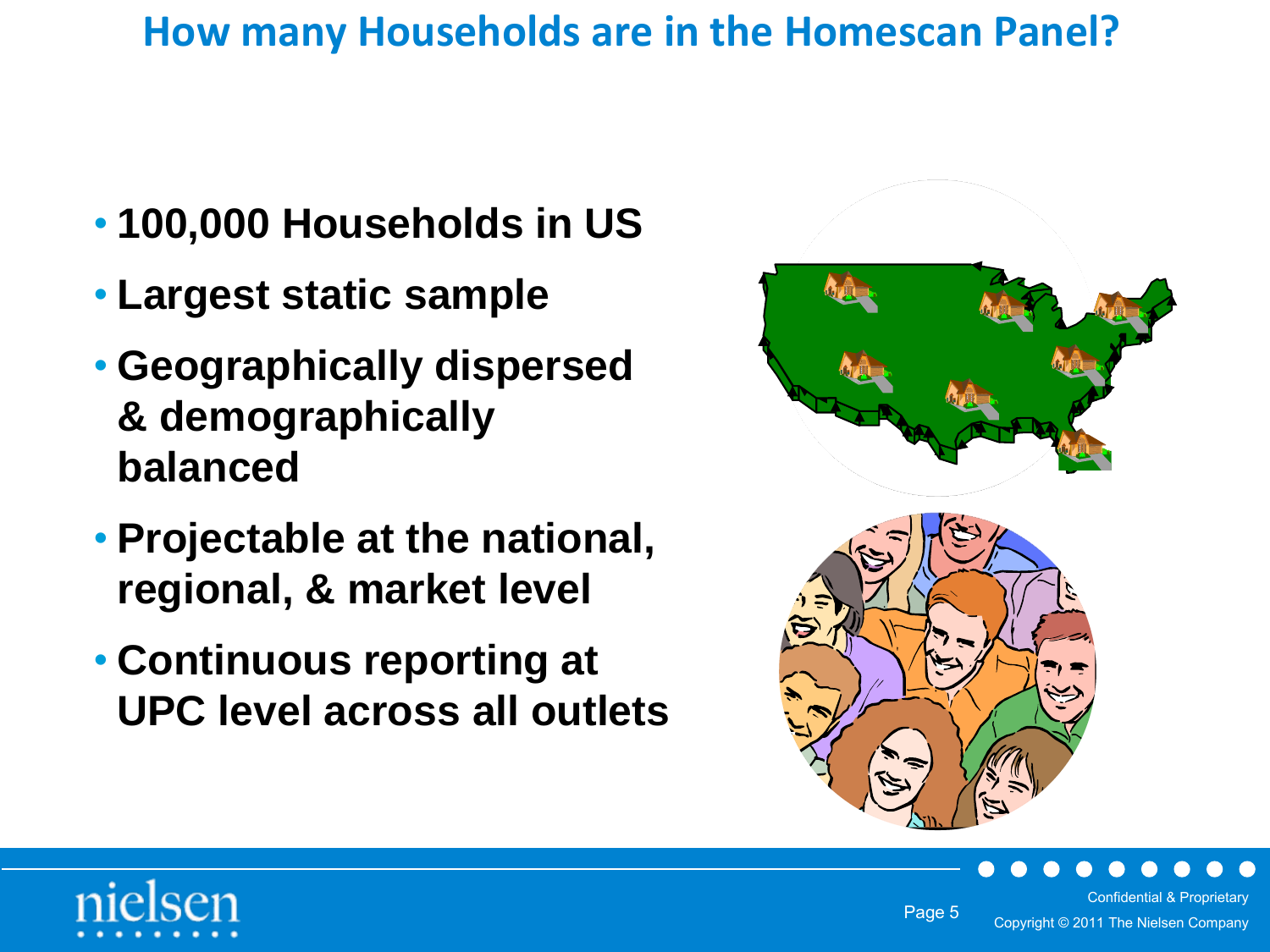# How many Households are in the Homescan Panel?

- **100,000 Households in US**
- **Largest static sample**
- **Geographically dispersed & demographically balanced**
- **Projectable at the national, regional, & market level**
- **Continuous reporting at UPC level across all outlets**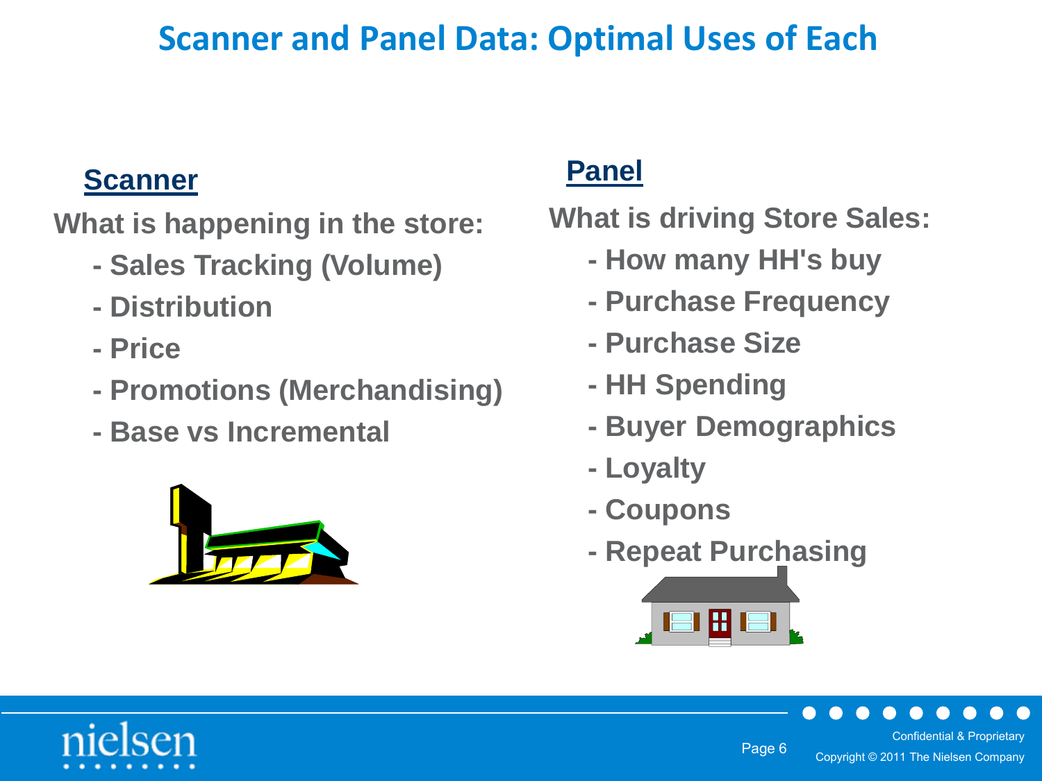# Scanner and Panel Data: Optimal Uses of Each

## Scanner

**What is happening in the store:**

- Sales Tracking (Volume)
- Distribution
- Price
- Promotions (Merchandising)
- Base vs Incremental

## Panel

**What is driving Store Sales:**

- How many HH's buy
- Purchase Frequency
- Purchase Size
- HH Spending
- Buyer Demographics
- Loyalty
- Coupons
- Repeat Purchasing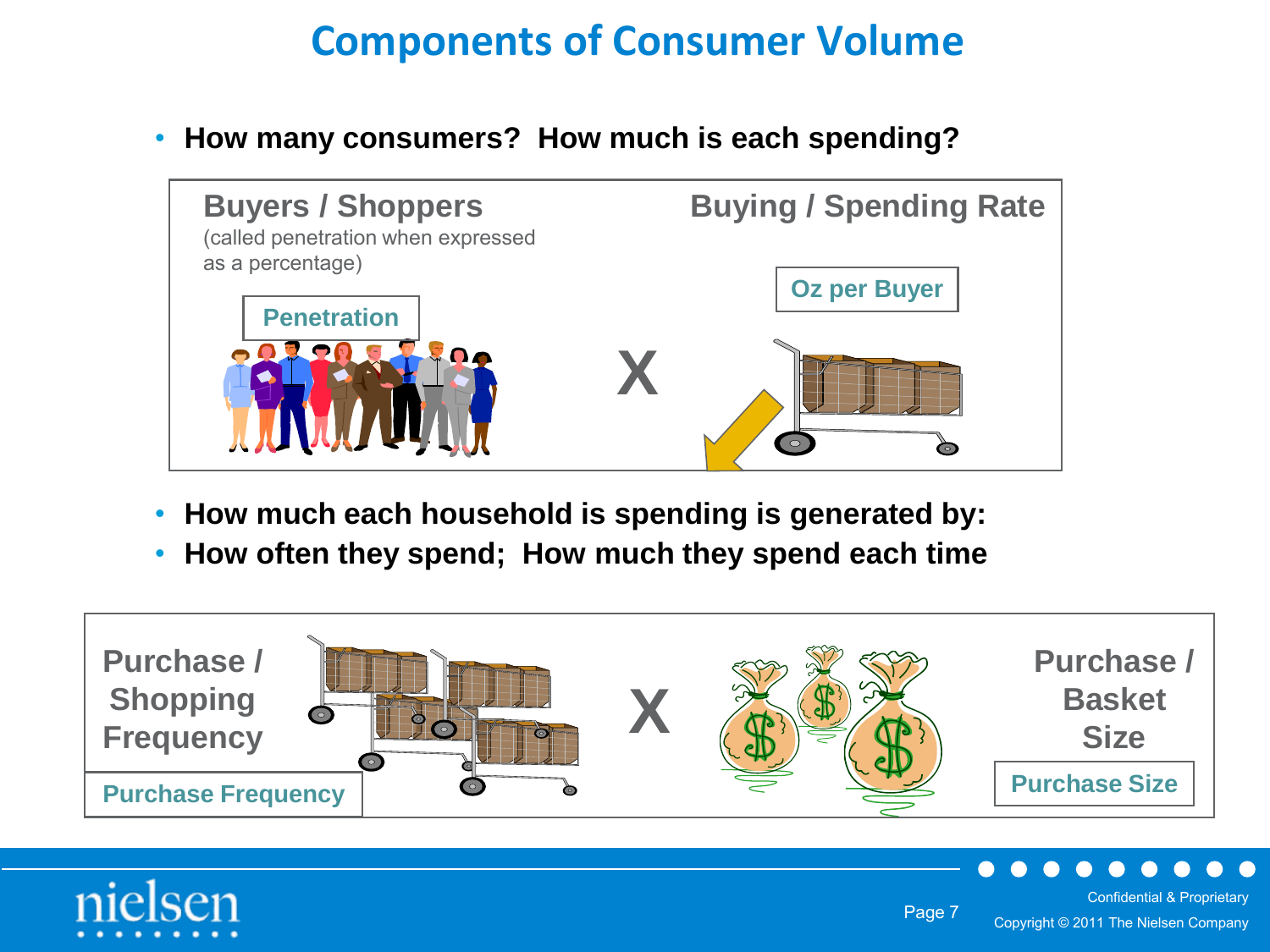# Components of Consumer Volume

- **How many consumers?  How much is each spending?**

**Buyers / Shoppers**
(called penetration when expressed as a percentage)

**Penetration**

**X**

**Buying / Spending Rate**

**Oz per Buyer**

- **How much each household is spending is generated by:**
- **How often they spend;  How much they spend each time**

**Purchase / Shopping Frequency**

**Purchase Frequency**

**X**

**Purchase / Basket Size**

**Purchase Size**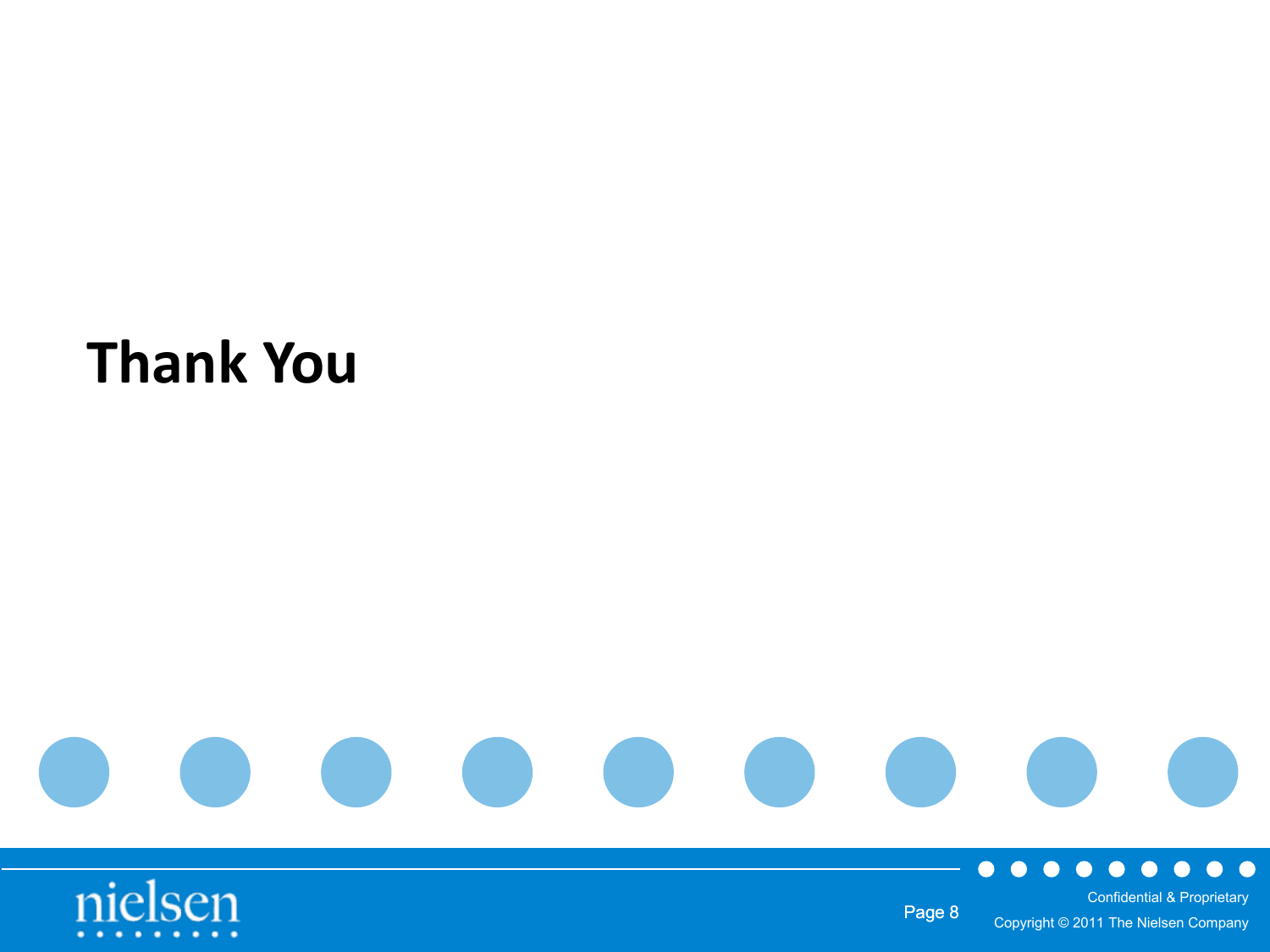# Thank You

Confidential & Proprietary
Copyright © 2011 The Nielsen Company